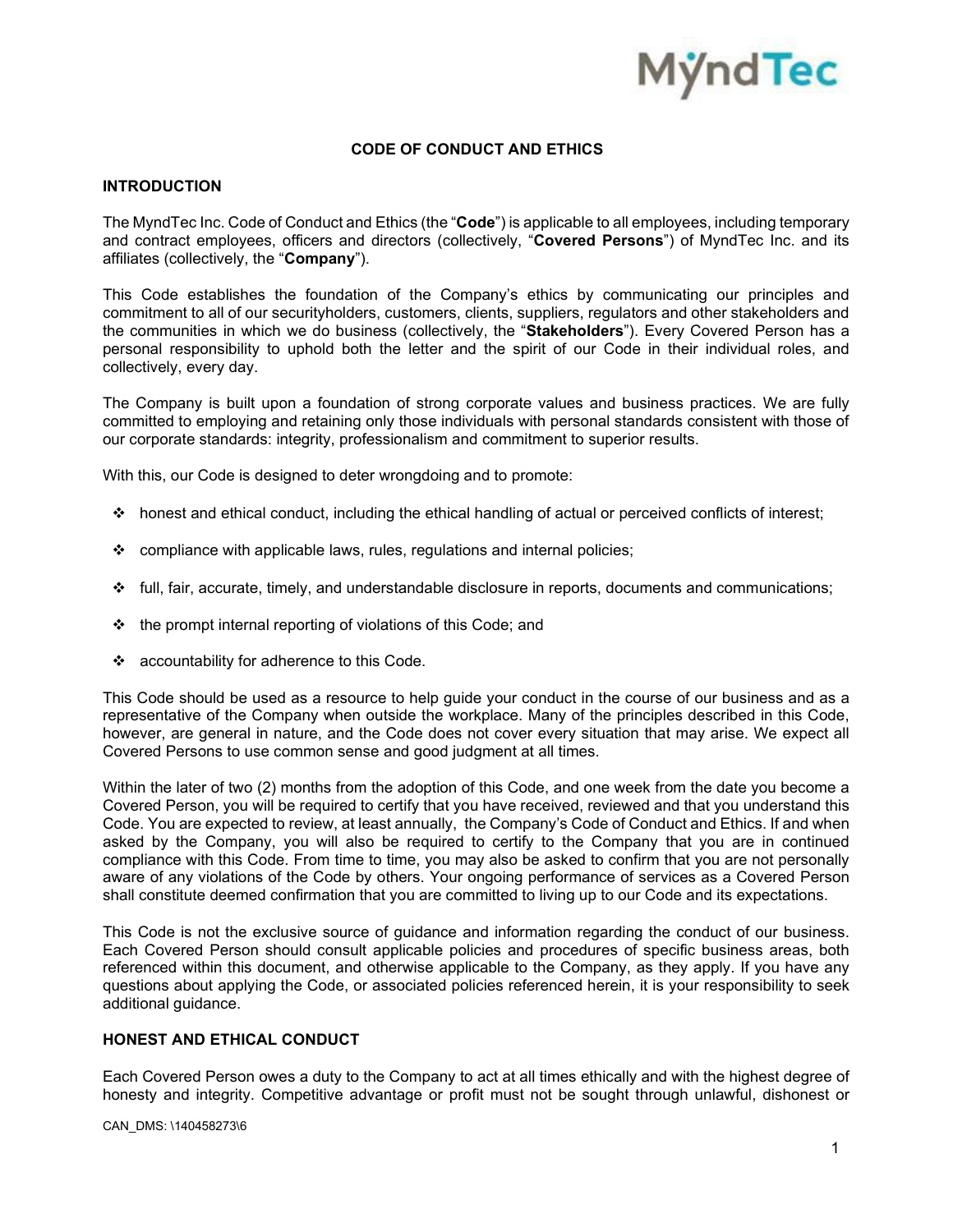# CODE OF CONDUCT AND ETHICS

## INTRODUCTION

The MyndTec Inc. Code of Conduct and Ethics (the "**Code**") is applicable to all employees, including temporary and contract employees, officers and directors (collectively, "**Covered Persons**") of MyndTec Inc. and its affiliates (collectively, the "**Company**").

This Code establishes the foundation of the Company's ethics by communicating our principles and commitment to all of our securityholders, customers, clients, suppliers, regulators and other stakeholders and the communities in which we do business (collectively, the "**Stakeholders**"). Every Covered Person has a personal responsibility to uphold both the letter and the spirit of our Code in their individual roles, and collectively, every day.

The Company is built upon a foundation of strong corporate values and business practices. We are fully committed to employing and retaining only those individuals with personal standards consistent with those of our corporate standards: integrity, professionalism and commitment to superior results.

With this, our Code is designed to deter wrongdoing and to promote:

- honest and ethical conduct, including the ethical handling of actual or perceived conflicts of interest;
- compliance with applicable laws, rules, regulations and internal policies;
- full, fair, accurate, timely, and understandable disclosure in reports, documents and communications;
- the prompt internal reporting of violations of this Code; and
- accountability for adherence to this Code.

This Code should be used as a resource to help guide your conduct in the course of our business and as a representative of the Company when outside the workplace. Many of the principles described in this Code, however, are general in nature, and the Code does not cover every situation that may arise. We expect all Covered Persons to use common sense and good judgment at all times.

Within the later of two (2) months from the adoption of this Code, and one week from the date you become a Covered Person, you will be required to certify that you have received, reviewed and that you understand this Code. You are expected to review, at least annually, the Company's Code of Conduct and Ethics. If and when asked by the Company, you will also be required to certify to the Company that you are in continued compliance with this Code. From time to time, you may also be asked to confirm that you are not personally aware of any violations of the Code by others. Your ongoing performance of services as a Covered Person shall constitute deemed confirmation that you are committed to living up to our Code and its expectations.

This Code is not the exclusive source of guidance and information regarding the conduct of our business. Each Covered Person should consult applicable policies and procedures of specific business areas, both referenced within this document, and otherwise applicable to the Company, as they apply. If you have any questions about applying the Code, or associated policies referenced herein, it is your responsibility to seek additional guidance.

## HONEST AND ETHICAL CONDUCT

Each Covered Person owes a duty to the Company to act at all times ethically and with the highest degree of honesty and integrity. Competitive advantage or profit must not be sought through unlawful, dishonest or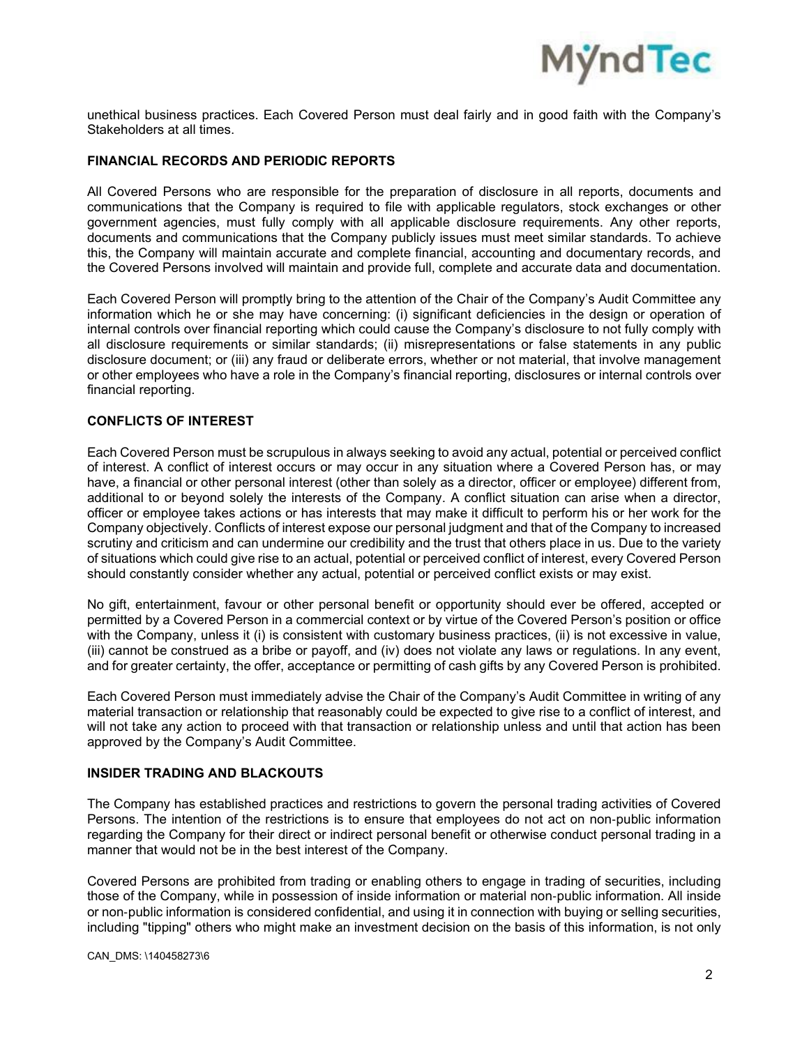unethical business practices. Each Covered Person must deal fairly and in good faith with the Company's Stakeholders at all times.

## FINANCIAL RECORDS AND PERIODIC REPORTS

All Covered Persons who are responsible for the preparation of disclosure in all reports, documents and communications that the Company is required to file with applicable regulators, stock exchanges or other government agencies, must fully comply with all applicable disclosure requirements. Any other reports, documents and communications that the Company publicly issues must meet similar standards. To achieve this, the Company will maintain accurate and complete financial, accounting and documentary records, and the Covered Persons involved will maintain and provide full, complete and accurate data and documentation.

Each Covered Person will promptly bring to the attention of the Chair of the Company's Audit Committee any information which he or she may have concerning: (i) significant deficiencies in the design or operation of internal controls over financial reporting which could cause the Company's disclosure to not fully comply with all disclosure requirements or similar standards; (ii) misrepresentations or false statements in any public disclosure document; or (iii) any fraud or deliberate errors, whether or not material, that involve management or other employees who have a role in the Company's financial reporting, disclosures or internal controls over financial reporting.

## CONFLICTS OF INTEREST

Each Covered Person must be scrupulous in always seeking to avoid any actual, potential or perceived conflict of interest. A conflict of interest occurs or may occur in any situation where a Covered Person has, or may have, a financial or other personal interest (other than solely as a director, officer or employee) different from, additional to or beyond solely the interests of the Company. A conflict situation can arise when a director, officer or employee takes actions or has interests that may make it difficult to perform his or her work for the Company objectively. Conflicts of interest expose our personal judgment and that of the Company to increased scrutiny and criticism and can undermine our credibility and the trust that others place in us. Due to the variety of situations which could give rise to an actual, potential or perceived conflict of interest, every Covered Person should constantly consider whether any actual, potential or perceived conflict exists or may exist.

No gift, entertainment, favour or other personal benefit or opportunity should ever be offered, accepted or permitted by a Covered Person in a commercial context or by virtue of the Covered Person's position or office with the Company, unless it (i) is consistent with customary business practices, (ii) is not excessive in value, (iii) cannot be construed as a bribe or payoff, and (iv) does not violate any laws or regulations. In any event, and for greater certainty, the offer, acceptance or permitting of cash gifts by any Covered Person is prohibited.

Each Covered Person must immediately advise the Chair of the Company's Audit Committee in writing of any material transaction or relationship that reasonably could be expected to give rise to a conflict of interest, and will not take any action to proceed with that transaction or relationship unless and until that action has been approved by the Company's Audit Committee.

## INSIDER TRADING AND BLACKOUTS

The Company has established practices and restrictions to govern the personal trading activities of Covered Persons. The intention of the restrictions is to ensure that employees do not act on non-public information regarding the Company for their direct or indirect personal benefit or otherwise conduct personal trading in a manner that would not be in the best interest of the Company.

Covered Persons are prohibited from trading or enabling others to engage in trading of securities, including those of the Company, while in possession of inside information or material non-public information. All inside or non-public information is considered confidential, and using it in connection with buying or selling securities, including "tipping" others who might make an investment decision on the basis of this information, is not only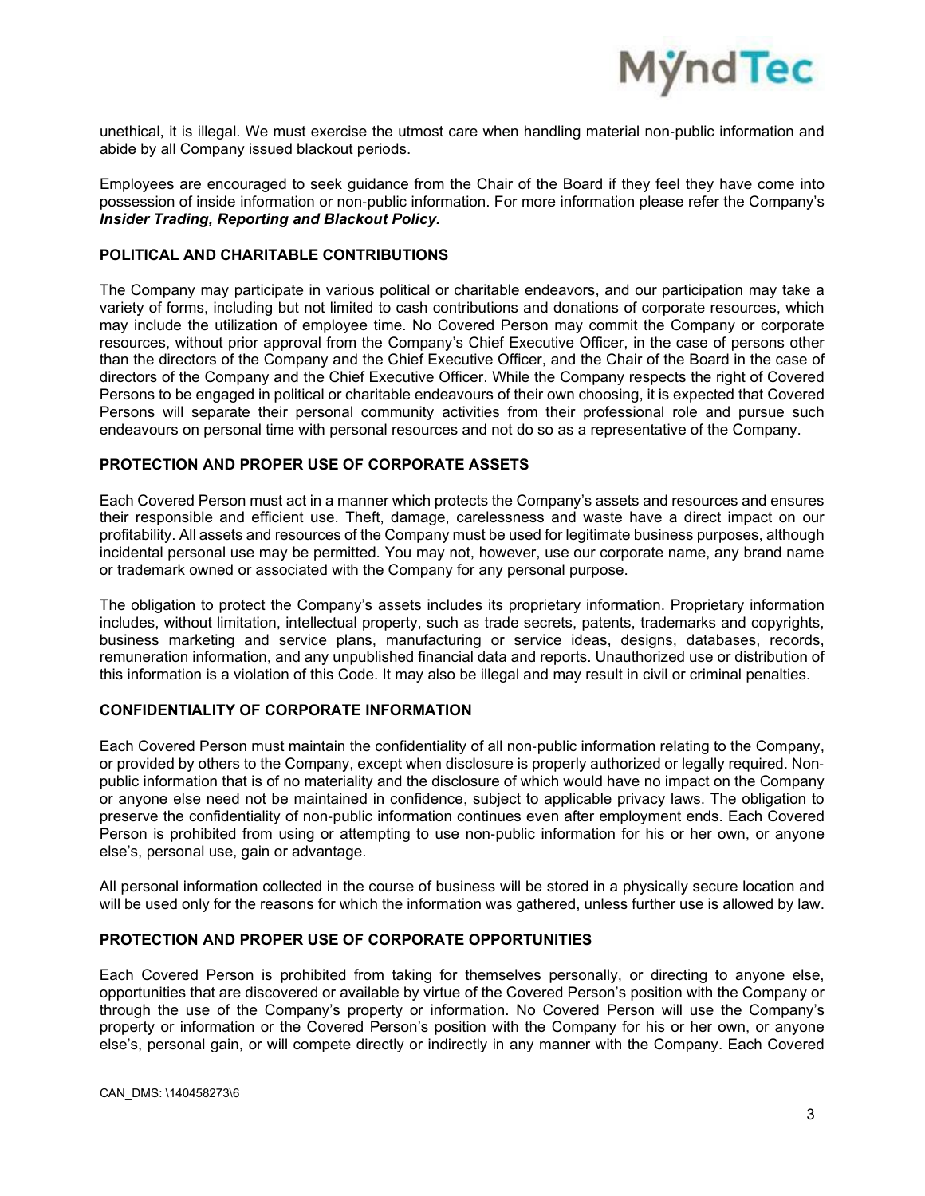unethical, it is illegal. We must exercise the utmost care when handling material non-public information and abide by all Company issued blackout periods.

Employees are encouraged to seek guidance from the Chair of the Board if they feel they have come into possession of inside information or non-public information. For more information please refer the Company's ***Insider Trading, Reporting and Blackout Policy.***

**POLITICAL AND CHARITABLE CONTRIBUTIONS**

The Company may participate in various political or charitable endeavors, and our participation may take a variety of forms, including but not limited to cash contributions and donations of corporate resources, which may include the utilization of employee time. No Covered Person may commit the Company or corporate resources, without prior approval from the Company's Chief Executive Officer, in the case of persons other than the directors of the Company and the Chief Executive Officer, and the Chair of the Board in the case of directors of the Company and the Chief Executive Officer. While the Company respects the right of Covered Persons to be engaged in political or charitable endeavours of their own choosing, it is expected that Covered Persons will separate their personal community activities from their professional role and pursue such endeavours on personal time with personal resources and not do so as a representative of the Company.

**PROTECTION AND PROPER USE OF CORPORATE ASSETS**

Each Covered Person must act in a manner which protects the Company's assets and resources and ensures their responsible and efficient use. Theft, damage, carelessness and waste have a direct impact on our profitability. All assets and resources of the Company must be used for legitimate business purposes, although incidental personal use may be permitted. You may not, however, use our corporate name, any brand name or trademark owned or associated with the Company for any personal purpose.

The obligation to protect the Company's assets includes its proprietary information. Proprietary information includes, without limitation, intellectual property, such as trade secrets, patents, trademarks and copyrights, business marketing and service plans, manufacturing or service ideas, designs, databases, records, remuneration information, and any unpublished financial data and reports. Unauthorized use or distribution of this information is a violation of this Code. It may also be illegal and may result in civil or criminal penalties.

**CONFIDENTIALITY OF CORPORATE INFORMATION**

Each Covered Person must maintain the confidentiality of all non-public information relating to the Company, or provided by others to the Company, except when disclosure is properly authorized or legally required. Non-public information that is of no materiality and the disclosure of which would have no impact on the Company or anyone else need not be maintained in confidence, subject to applicable privacy laws. The obligation to preserve the confidentiality of non-public information continues even after employment ends. Each Covered Person is prohibited from using or attempting to use non-public information for his or her own, or anyone else's, personal use, gain or advantage.

All personal information collected in the course of business will be stored in a physically secure location and will be used only for the reasons for which the information was gathered, unless further use is allowed by law.

**PROTECTION AND PROPER USE OF CORPORATE OPPORTUNITIES**

Each Covered Person is prohibited from taking for themselves personally, or directing to anyone else, opportunities that are discovered or available by virtue of the Covered Person's position with the Company or through the use of the Company's property or information. No Covered Person will use the Company's property or information or the Covered Person's position with the Company for his or her own, or anyone else's, personal gain, or will compete directly or indirectly in any manner with the Company. Each Covered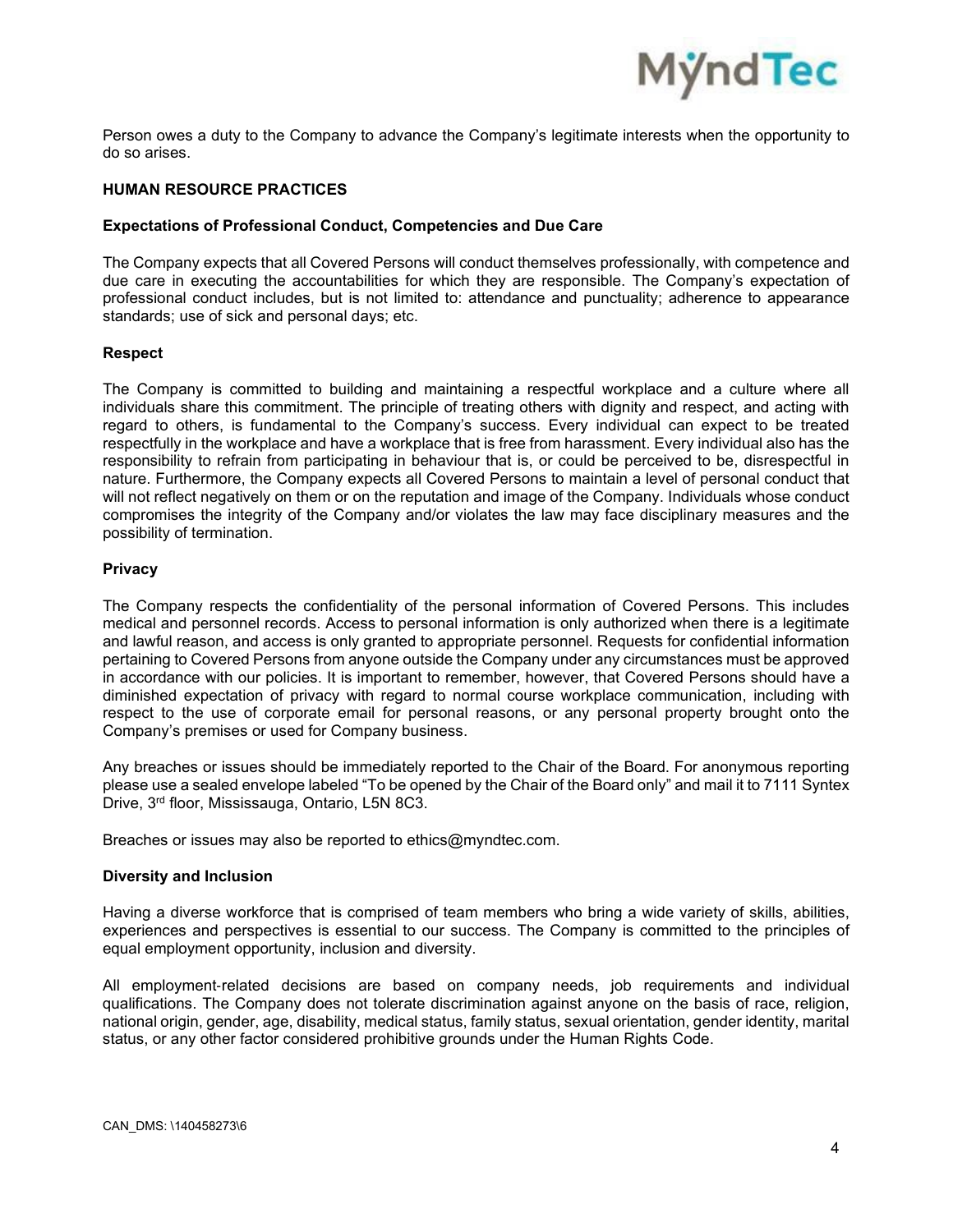Person owes a duty to the Company to advance the Company's legitimate interests when the opportunity to do so arises.

## HUMAN RESOURCE PRACTICES

### Expectations of Professional Conduct, Competencies and Due Care

The Company expects that all Covered Persons will conduct themselves professionally, with competence and due care in executing the accountabilities for which they are responsible. The Company's expectation of professional conduct includes, but is not limited to: attendance and punctuality; adherence to appearance standards; use of sick and personal days; etc.

### Respect

The Company is committed to building and maintaining a respectful workplace and a culture where all individuals share this commitment. The principle of treating others with dignity and respect, and acting with regard to others, is fundamental to the Company's success. Every individual can expect to be treated respectfully in the workplace and have a workplace that is free from harassment. Every individual also has the responsibility to refrain from participating in behaviour that is, or could be perceived to be, disrespectful in nature. Furthermore, the Company expects all Covered Persons to maintain a level of personal conduct that will not reflect negatively on them or on the reputation and image of the Company. Individuals whose conduct compromises the integrity of the Company and/or violates the law may face disciplinary measures and the possibility of termination.

### Privacy

The Company respects the confidentiality of the personal information of Covered Persons. This includes medical and personnel records. Access to personal information is only authorized when there is a legitimate and lawful reason, and access is only granted to appropriate personnel. Requests for confidential information pertaining to Covered Persons from anyone outside the Company under any circumstances must be approved in accordance with our policies. It is important to remember, however, that Covered Persons should have a diminished expectation of privacy with regard to normal course workplace communication, including with respect to the use of corporate email for personal reasons, or any personal property brought onto the Company's premises or used for Company business.

Any breaches or issues should be immediately reported to the Chair of the Board. For anonymous reporting please use a sealed envelope labeled "To be opened by the Chair of the Board only" and mail it to 7111 Syntex Drive, 3rd floor, Mississauga, Ontario, L5N 8C3.

Breaches or issues may also be reported to ethics@myndtec.com.

### Diversity and Inclusion

Having a diverse workforce that is comprised of team members who bring a wide variety of skills, abilities, experiences and perspectives is essential to our success. The Company is committed to the principles of equal employment opportunity, inclusion and diversity.

All employment-related decisions are based on company needs, job requirements and individual qualifications. The Company does not tolerate discrimination against anyone on the basis of race, religion, national origin, gender, age, disability, medical status, family status, sexual orientation, gender identity, marital status, or any other factor considered prohibitive grounds under the Human Rights Code.

CAN_DMS: \140458273\6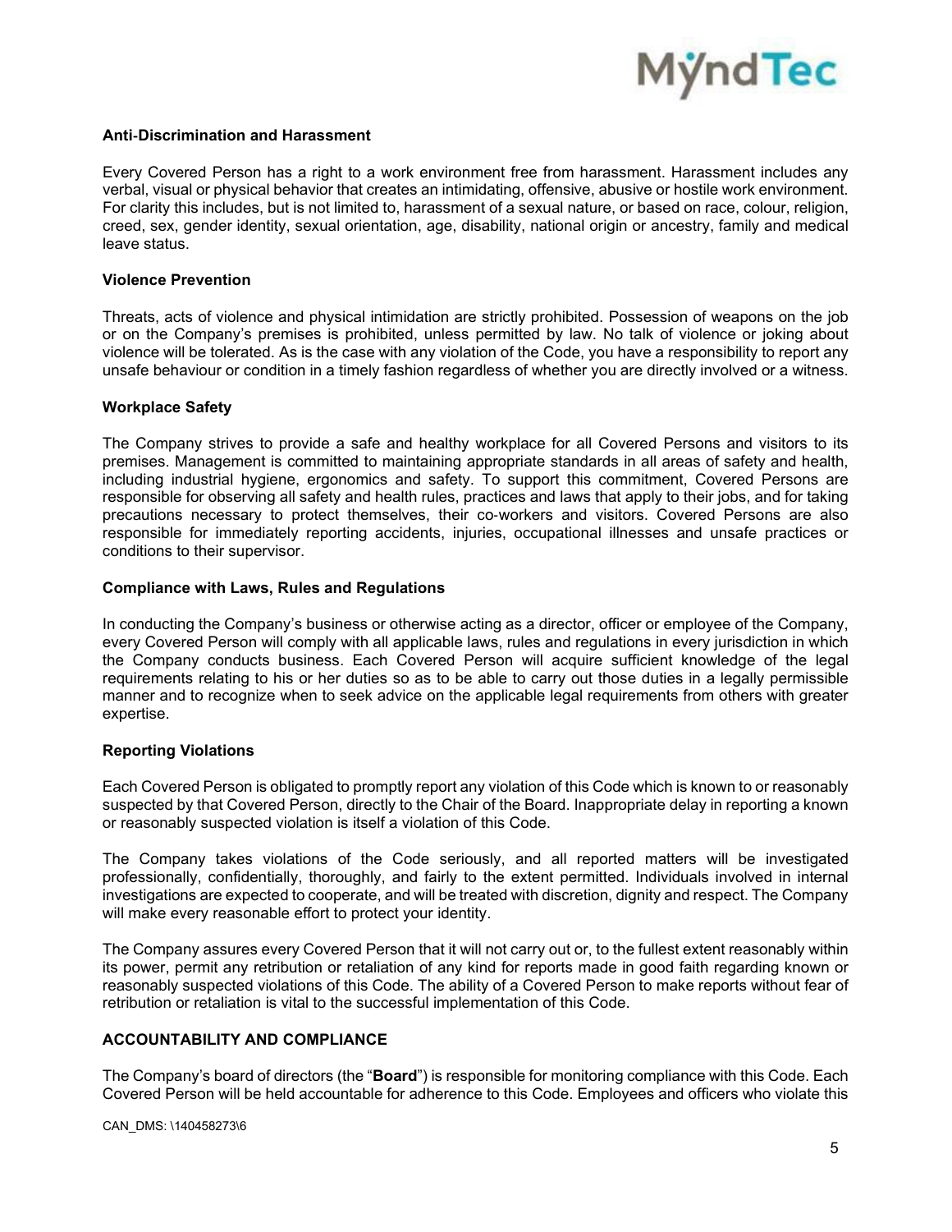**Anti-Discrimination and Harassment**

Every Covered Person has a right to a work environment free from harassment. Harassment includes any verbal, visual or physical behavior that creates an intimidating, offensive, abusive or hostile work environment. For clarity this includes, but is not limited to, harassment of a sexual nature, or based on race, colour, religion, creed, sex, gender identity, sexual orientation, age, disability, national origin or ancestry, family and medical leave status.

**Violence Prevention**

Threats, acts of violence and physical intimidation are strictly prohibited. Possession of weapons on the job or on the Company's premises is prohibited, unless permitted by law. No talk of violence or joking about violence will be tolerated. As is the case with any violation of the Code, you have a responsibility to report any unsafe behaviour or condition in a timely fashion regardless of whether you are directly involved or a witness.

**Workplace Safety**

The Company strives to provide a safe and healthy workplace for all Covered Persons and visitors to its premises. Management is committed to maintaining appropriate standards in all areas of safety and health, including industrial hygiene, ergonomics and safety. To support this commitment, Covered Persons are responsible for observing all safety and health rules, practices and laws that apply to their jobs, and for taking precautions necessary to protect themselves, their co-workers and visitors. Covered Persons are also responsible for immediately reporting accidents, injuries, occupational illnesses and unsafe practices or conditions to their supervisor.

**Compliance with Laws, Rules and Regulations**

In conducting the Company's business or otherwise acting as a director, officer or employee of the Company, every Covered Person will comply with all applicable laws, rules and regulations in every jurisdiction in which the Company conducts business. Each Covered Person will acquire sufficient knowledge of the legal requirements relating to his or her duties so as to be able to carry out those duties in a legally permissible manner and to recognize when to seek advice on the applicable legal requirements from others with greater expertise.

**Reporting Violations**

Each Covered Person is obligated to promptly report any violation of this Code which is known to or reasonably suspected by that Covered Person, directly to the Chair of the Board. Inappropriate delay in reporting a known or reasonably suspected violation is itself a violation of this Code.

The Company takes violations of the Code seriously, and all reported matters will be investigated professionally, confidentially, thoroughly, and fairly to the extent permitted. Individuals involved in internal investigations are expected to cooperate, and will be treated with discretion, dignity and respect. The Company will make every reasonable effort to protect your identity.

The Company assures every Covered Person that it will not carry out or, to the fullest extent reasonably within its power, permit any retribution or retaliation of any kind for reports made in good faith regarding known or reasonably suspected violations of this Code. The ability of a Covered Person to make reports without fear of retribution or retaliation is vital to the successful implementation of this Code.

**ACCOUNTABILITY AND COMPLIANCE**

The Company's board of directors (the "**Board**") is responsible for monitoring compliance with this Code. Each Covered Person will be held accountable for adherence to this Code. Employees and officers who violate this

CAN_DMS: \140458273\6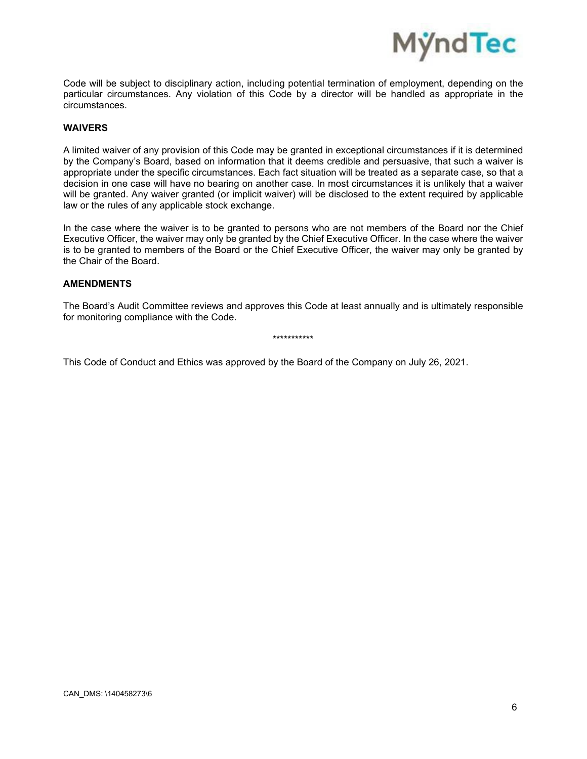Code will be subject to disciplinary action, including potential termination of employment, depending on the particular circumstances. Any violation of this Code by a director will be handled as appropriate in the circumstances.

## WAIVERS

A limited waiver of any provision of this Code may be granted in exceptional circumstances if it is determined by the Company's Board, based on information that it deems credible and persuasive, that such a waiver is appropriate under the specific circumstances. Each fact situation will be treated as a separate case, so that a decision in one case will have no bearing on another case. In most circumstances it is unlikely that a waiver will be granted. Any waiver granted (or implicit waiver) will be disclosed to the extent required by applicable law or the rules of any applicable stock exchange.

In the case where the waiver is to be granted to persons who are not members of the Board nor the Chief Executive Officer, the waiver may only be granted by the Chief Executive Officer. In the case where the waiver is to be granted to members of the Board or the Chief Executive Officer, the waiver may only be granted by the Chair of the Board.

## AMENDMENTS

The Board's Audit Committee reviews and approves this Code at least annually and is ultimately responsible for monitoring compliance with the Code.

***********

This Code of Conduct and Ethics was approved by the Board of the Company on July 26, 2021.

CAN_DMS: \140458273\6